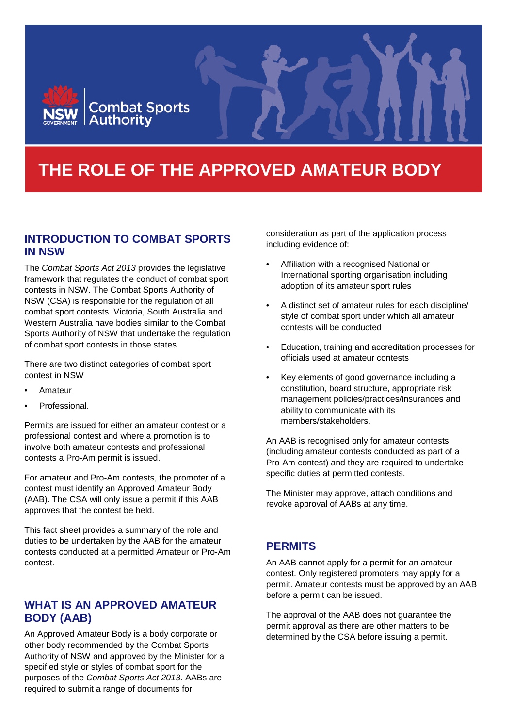NSW GOVERNMENT | Combat Sports Authority

# THE ROLE OF THE APPROVED AMATEUR BODY

## INTRODUCTION TO COMBAT SPORTS IN NSW

The *Combat Sports Act 2013* provides the legislative framework that regulates the conduct of combat sport contests in NSW. The Combat Sports Authority of NSW (CSA) is responsible for the regulation of all combat sport contests. Victoria, South Australia and Western Australia have bodies similar to the Combat Sports Authority of NSW that undertake the regulation of combat sport contests in those states.

There are two distinct categories of combat sport contest in NSW

- Amateur
- Professional.

Permits are issued for either an amateur contest or a professional contest and where a promotion is to involve both amateur contests and professional contests a Pro-Am permit is issued.

For amateur and Pro-Am contests, the promoter of a contest must identify an Approved Amateur Body (AAB). The CSA will only issue a permit if this AAB approves that the contest be held.

This fact sheet provides a summary of the role and duties to be undertaken by the AAB for the amateur contests conducted at a permitted Amateur or Pro-Am contest.

## WHAT IS AN APPROVED AMATEUR BODY (AAB)

An Approved Amateur Body is a body corporate or other body recommended by the Combat Sports Authority of NSW and approved by the Minister for a specified style or styles of combat sport for the purposes of the *Combat Sports Act 2013*. AABs are required to submit a range of documents for consideration as part of the application process including evidence of:

- Affiliation with a recognised National or International sporting organisation including adoption of its amateur sport rules
- A distinct set of amateur rules for each discipline/ style of combat sport under which all amateur contests will be conducted
- Education, training and accreditation processes for officials used at amateur contests
- Key elements of good governance including a constitution, board structure, appropriate risk management policies/practices/insurances and ability to communicate with its members/stakeholders.

An AAB is recognised only for amateur contests (including amateur contests conducted as part of a Pro-Am contest) and they are required to undertake specific duties at permitted contests.

The Minister may approve, attach conditions and revoke approval of AABs at any time.

## PERMITS

An AAB cannot apply for a permit for an amateur contest. Only registered promoters may apply for a permit. Amateur contests must be approved by an AAB before a permit can be issued.

The approval of the AAB does not guarantee the permit approval as there are other matters to be determined by the CSA before issuing a permit.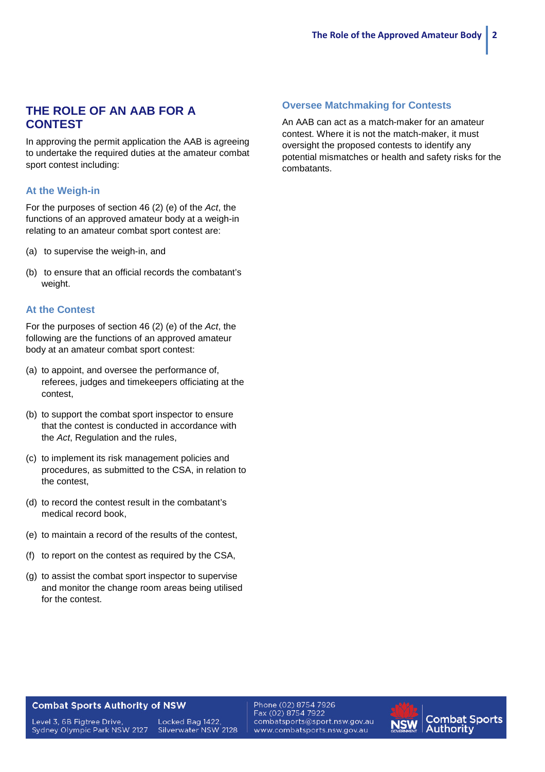## THE ROLE OF AN AAB FOR A CONTEST

In approving the permit application the AAB is agreeing to undertake the required duties at the amateur combat sport contest including:

### At the Weigh-in

For the purposes of section 46 (2) (e) of the *Act*, the functions of an approved amateur body at a weigh-in relating to an amateur combat sport contest are:

(a) to supervise the weigh-in, and

(b) to ensure that an official records the combatant's weight.

### At the Contest

For the purposes of section 46 (2) (e) of the *Act*, the following are the functions of an approved amateur body at an amateur combat sport contest:

(a) to appoint, and oversee the performance of, referees, judges and timekeepers officiating at the contest,

(b) to support the combat sport inspector to ensure that the contest is conducted in accordance with the *Act*, Regulation and the rules,

(c) to implement its risk management policies and procedures, as submitted to the CSA, in relation to the contest,

(d) to record the contest result in the combatant's medical record book,

(e) to maintain a record of the results of the contest,

(f) to report on the contest as required by the CSA,

(g) to assist the combat sport inspector to supervise and monitor the change room areas being utilised for the contest.

### Oversee Matchmaking for Contests

An AAB can act as a match-maker for an amateur contest. Where it is not the match-maker, it must oversight the proposed contests to identify any potential mismatches or health and safety risks for the combatants.